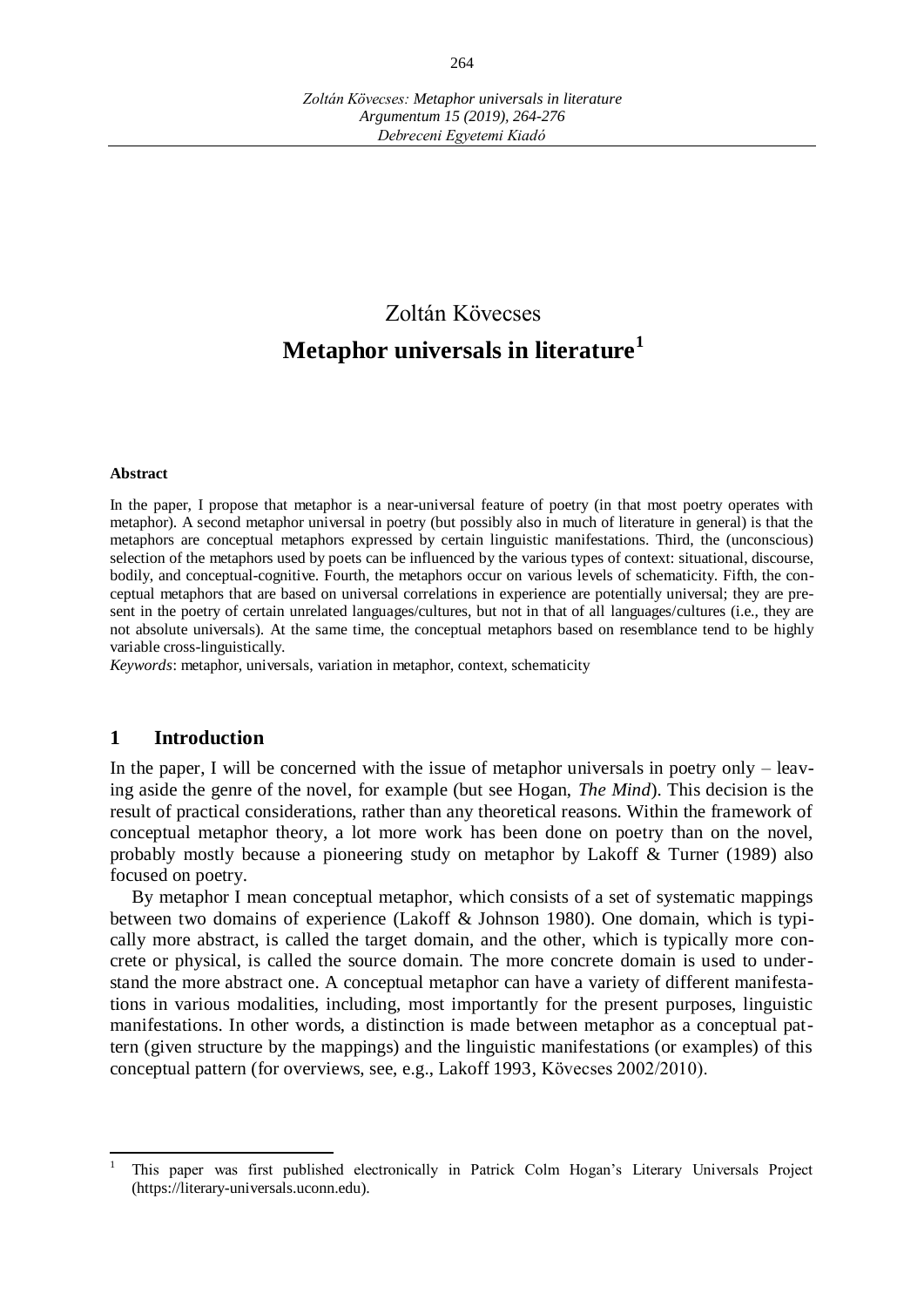# Zoltán Kövecses

## Metaphor universals in literature[1]

**Abstract**

In the paper, I propose that metaphor is a near-universal feature of poetry (in that most poetry operates with metaphor). A second metaphor universal in poetry (but possibly also in much of literature in general) is that the metaphors are conceptual metaphors expressed by certain linguistic manifestations. Third, the (unconscious) selection of the metaphors used by poets can be influenced by the various types of context: situational, discourse, bodily, and conceptual-cognitive. Fourth, the metaphors occur on various levels of schematicity. Fifth, the conceptual metaphors that are based on universal correlations in experience are potentially universal; they are present in the poetry of certain unrelated languages/cultures, but not in that of all languages/cultures (i.e., they are not absolute universals). At the same time, the conceptual metaphors based on resemblance tend to be highly variable cross-linguistically.

*Keywords*: metaphor, universals, variation in metaphor, context, schematicity

## 1 Introduction

In the paper, I will be concerned with the issue of metaphor universals in poetry only – leaving aside the genre of the novel, for example (but see Hogan, *The Mind*). This decision is the result of practical considerations, rather than any theoretical reasons. Within the framework of conceptual metaphor theory, a lot more work has been done on poetry than on the novel, probably mostly because a pioneering study on metaphor by Lakoff & Turner (1989) also focused on poetry.

By metaphor I mean conceptual metaphor, which consists of a set of systematic mappings between two domains of experience (Lakoff & Johnson 1980). One domain, which is typically more abstract, is called the target domain, and the other, which is typically more concrete or physical, is called the source domain. The more concrete domain is used to understand the more abstract one. A conceptual metaphor can have a variety of different manifestations in various modalities, including, most importantly for the present purposes, linguistic manifestations. In other words, a distinction is made between metaphor as a conceptual pattern (given structure by the mappings) and the linguistic manifestations (or examples) of this conceptual pattern (for overviews, see, e.g., Lakoff 1993, Kövecses 2002/2010).

---

[1] This paper was first published electronically in Patrick Colm Hogan's Literary Universals Project (https://literary-universals.uconn.edu).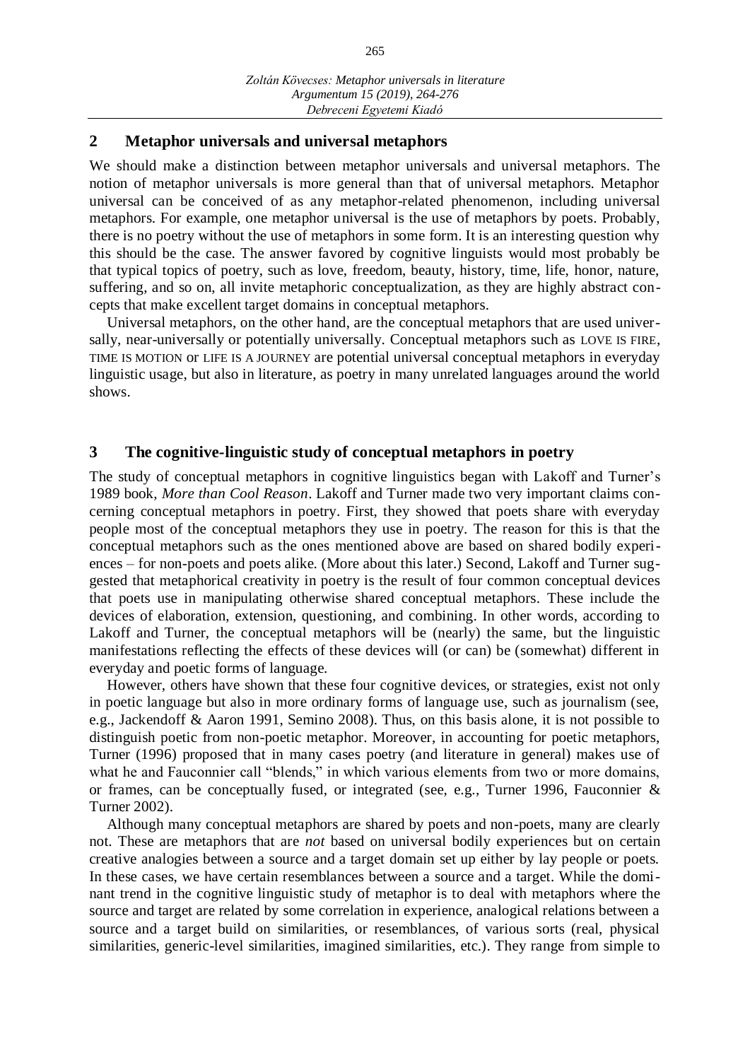## 2 Metaphor universals and universal metaphors

We should make a distinction between metaphor universals and universal metaphors. The notion of metaphor universals is more general than that of universal metaphors. Metaphor universal can be conceived of as any metaphor-related phenomenon, including universal metaphors. For example, one metaphor universal is the use of metaphors by poets. Probably, there is no poetry without the use of metaphors in some form. It is an interesting question why this should be the case. The answer favored by cognitive linguists would most probably be that typical topics of poetry, such as love, freedom, beauty, history, time, life, honor, nature, suffering, and so on, all invite metaphoric conceptualization, as they are highly abstract concepts that make excellent target domains in conceptual metaphors.

Universal metaphors, on the other hand, are the conceptual metaphors that are used universally, near-universally or potentially universally. Conceptual metaphors such as LOVE IS FIRE, TIME IS MOTION or LIFE IS A JOURNEY are potential universal conceptual metaphors in everyday linguistic usage, but also in literature, as poetry in many unrelated languages around the world shows.

## 3 The cognitive-linguistic study of conceptual metaphors in poetry

The study of conceptual metaphors in cognitive linguistics began with Lakoff and Turner's 1989 book, *More than Cool Reason*. Lakoff and Turner made two very important claims concerning conceptual metaphors in poetry. First, they showed that poets share with everyday people most of the conceptual metaphors they use in poetry. The reason for this is that the conceptual metaphors such as the ones mentioned above are based on shared bodily experiences – for non-poets and poets alike. (More about this later.) Second, Lakoff and Turner suggested that metaphorical creativity in poetry is the result of four common conceptual devices that poets use in manipulating otherwise shared conceptual metaphors. These include the devices of elaboration, extension, questioning, and combining. In other words, according to Lakoff and Turner, the conceptual metaphors will be (nearly) the same, but the linguistic manifestations reflecting the effects of these devices will (or can) be (somewhat) different in everyday and poetic forms of language.

However, others have shown that these four cognitive devices, or strategies, exist not only in poetic language but also in more ordinary forms of language use, such as journalism (see, e.g., Jackendoff & Aaron 1991, Semino 2008). Thus, on this basis alone, it is not possible to distinguish poetic from non-poetic metaphor. Moreover, in accounting for poetic metaphors, Turner (1996) proposed that in many cases poetry (and literature in general) makes use of what he and Fauconnier call "blends," in which various elements from two or more domains, or frames, can be conceptually fused, or integrated (see, e.g., Turner 1996, Fauconnier & Turner 2002).

Although many conceptual metaphors are shared by poets and non-poets, many are clearly not. These are metaphors that are *not* based on universal bodily experiences but on certain creative analogies between a source and a target domain set up either by lay people or poets. In these cases, we have certain resemblances between a source and a target. While the dominant trend in the cognitive linguistic study of metaphor is to deal with metaphors where the source and target are related by some correlation in experience, analogical relations between a source and a target build on similarities, or resemblances, of various sorts (real, physical similarities, generic-level similarities, imagined similarities, etc.). They range from simple to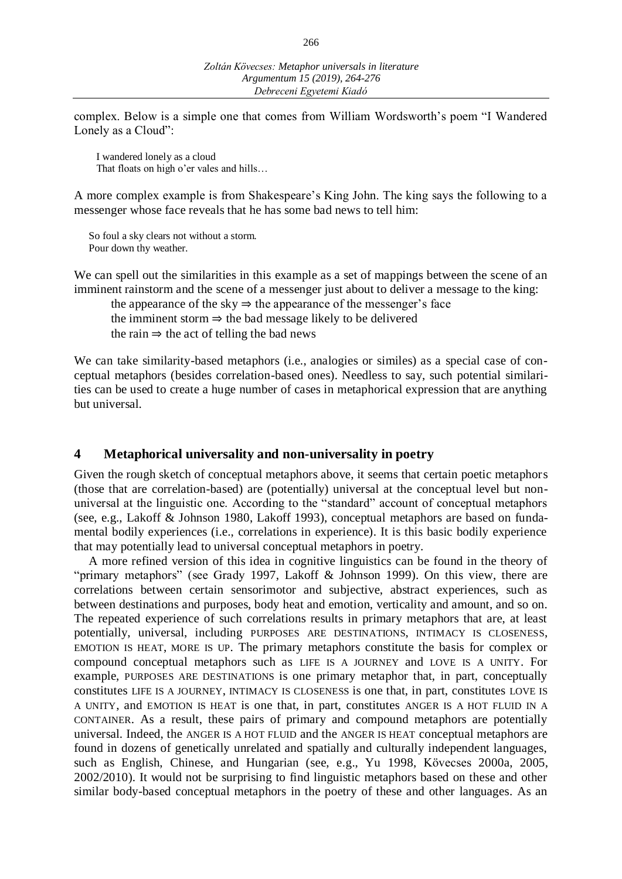complex. Below is a simple one that comes from William Wordsworth's poem "I Wandered Lonely as a Cloud":

> I wandered lonely as a cloud
> That floats on high o'er vales and hills…

A more complex example is from Shakespeare's King John. The king says the following to a messenger whose face reveals that he has some bad news to tell him:

> So foul a sky clears not without a storm.
> Pour down thy weather.

We can spell out the similarities in this example as a set of mappings between the scene of an imminent rainstorm and the scene of a messenger just about to deliver a message to the king:

the appearance of the sky ⇒ the appearance of the messenger's face
the imminent storm ⇒ the bad message likely to be delivered
the rain ⇒ the act of telling the bad news

We can take similarity-based metaphors (i.e., analogies or similes) as a special case of conceptual metaphors (besides correlation-based ones). Needless to say, such potential similarities can be used to create a huge number of cases in metaphorical expression that are anything but universal.

## 4 Metaphorical universality and non-universality in poetry

Given the rough sketch of conceptual metaphors above, it seems that certain poetic metaphors (those that are correlation-based) are (potentially) universal at the conceptual level but non-universal at the linguistic one. According to the "standard" account of conceptual metaphors (see, e.g., Lakoff & Johnson 1980, Lakoff 1993), conceptual metaphors are based on fundamental bodily experiences (i.e., correlations in experience). It is this basic bodily experience that may potentially lead to universal conceptual metaphors in poetry.

A more refined version of this idea in cognitive linguistics can be found in the theory of "primary metaphors" (see Grady 1997, Lakoff & Johnson 1999). On this view, there are correlations between certain sensorimotor and subjective, abstract experiences, such as between destinations and purposes, body heat and emotion, verticality and amount, and so on. The repeated experience of such correlations results in primary metaphors that are, at least potentially, universal, including PURPOSES ARE DESTINATIONS, INTIMACY IS CLOSENESS, EMOTION IS HEAT, MORE IS UP. The primary metaphors constitute the basis for complex or compound conceptual metaphors such as LIFE IS A JOURNEY and LOVE IS A UNITY. For example, PURPOSES ARE DESTINATIONS is one primary metaphor that, in part, conceptually constitutes LIFE IS A JOURNEY, INTIMACY IS CLOSENESS is one that, in part, constitutes LOVE IS A UNITY, and EMOTION IS HEAT is one that, in part, constitutes ANGER IS A HOT FLUID IN A CONTAINER. As a result, these pairs of primary and compound metaphors are potentially universal. Indeed, the ANGER IS A HOT FLUID and the ANGER IS HEAT conceptual metaphors are found in dozens of genetically unrelated and spatially and culturally independent languages, such as English, Chinese, and Hungarian (see, e.g., Yu 1998, Kövecses 2000a, 2005, 2002/2010). It would not be surprising to find linguistic metaphors based on these and other similar body-based conceptual metaphors in the poetry of these and other languages. As an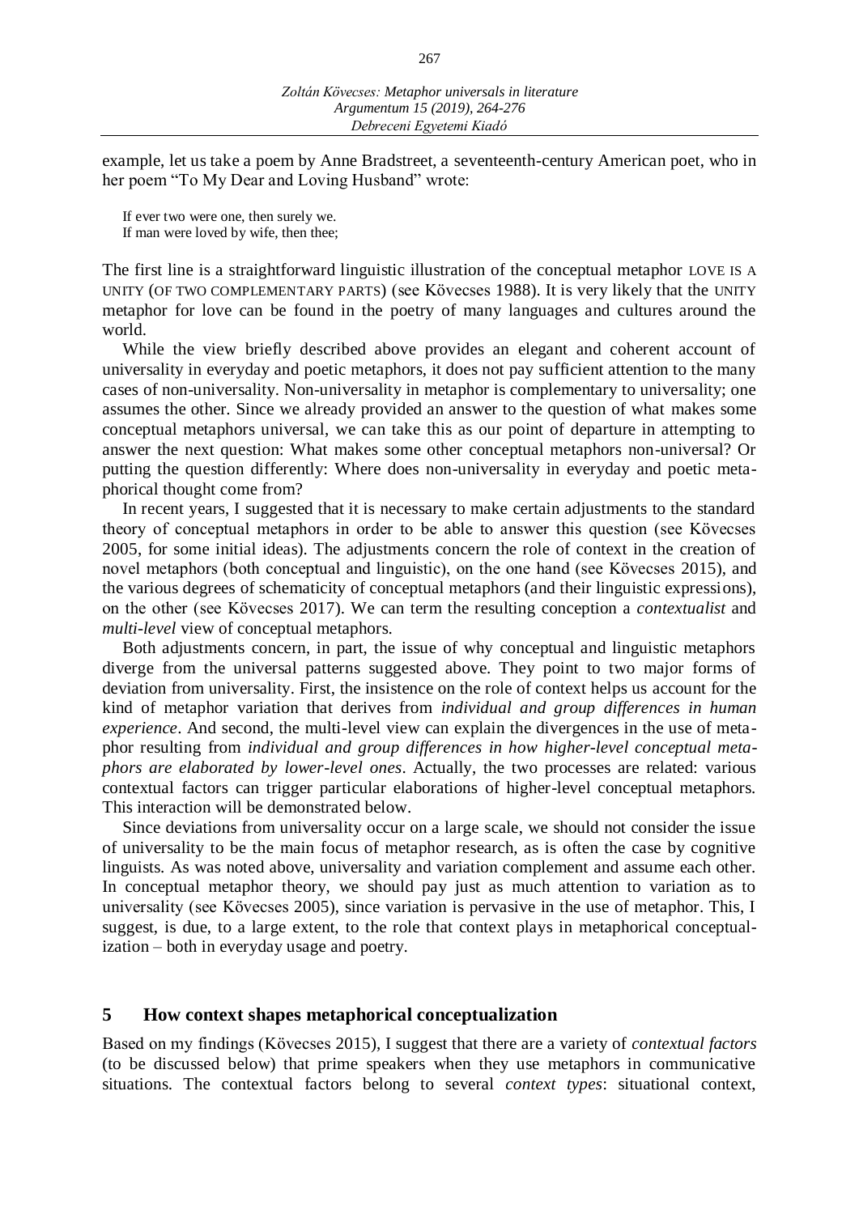example, let us take a poem by Anne Bradstreet, a seventeenth-century American poet, who in her poem "To My Dear and Loving Husband" wrote:

> If ever two were one, then surely we.
> If man were loved by wife, then thee;

The first line is a straightforward linguistic illustration of the conceptual metaphor LOVE IS A UNITY (OF TWO COMPLEMENTARY PARTS) (see Kövecses 1988). It is very likely that the UNITY metaphor for love can be found in the poetry of many languages and cultures around the world.

While the view briefly described above provides an elegant and coherent account of universality in everyday and poetic metaphors, it does not pay sufficient attention to the many cases of non-universality. Non-universality in metaphor is complementary to universality; one assumes the other. Since we already provided an answer to the question of what makes some conceptual metaphors universal, we can take this as our point of departure in attempting to answer the next question: What makes some other conceptual metaphors non-universal? Or putting the question differently: Where does non-universality in everyday and poetic metaphorical thought come from?

In recent years, I suggested that it is necessary to make certain adjustments to the standard theory of conceptual metaphors in order to be able to answer this question (see Kövecses 2005, for some initial ideas). The adjustments concern the role of context in the creation of novel metaphors (both conceptual and linguistic), on the one hand (see Kövecses 2015), and the various degrees of schematicity of conceptual metaphors (and their linguistic expressions), on the other (see Kövecses 2017). We can term the resulting conception a *contextualist* and *multi-level* view of conceptual metaphors.

Both adjustments concern, in part, the issue of why conceptual and linguistic metaphors diverge from the universal patterns suggested above. They point to two major forms of deviation from universality. First, the insistence on the role of context helps us account for the kind of metaphor variation that derives from *individual and group differences in human experience*. And second, the multi-level view can explain the divergences in the use of metaphor resulting from *individual and group differences in how higher-level conceptual metaphors are elaborated by lower-level ones*. Actually, the two processes are related: various contextual factors can trigger particular elaborations of higher-level conceptual metaphors. This interaction will be demonstrated below.

Since deviations from universality occur on a large scale, we should not consider the issue of universality to be the main focus of metaphor research, as is often the case by cognitive linguists. As was noted above, universality and variation complement and assume each other. In conceptual metaphor theory, we should pay just as much attention to variation as to universality (see Kövecses 2005), since variation is pervasive in the use of metaphor. This, I suggest, is due, to a large extent, to the role that context plays in metaphorical conceptualization – both in everyday usage and poetry.

## 5 How context shapes metaphorical conceptualization

Based on my findings (Kövecses 2015), I suggest that there are a variety of *contextual factors* (to be discussed below) that prime speakers when they use metaphors in communicative situations. The contextual factors belong to several *context types*: situational context,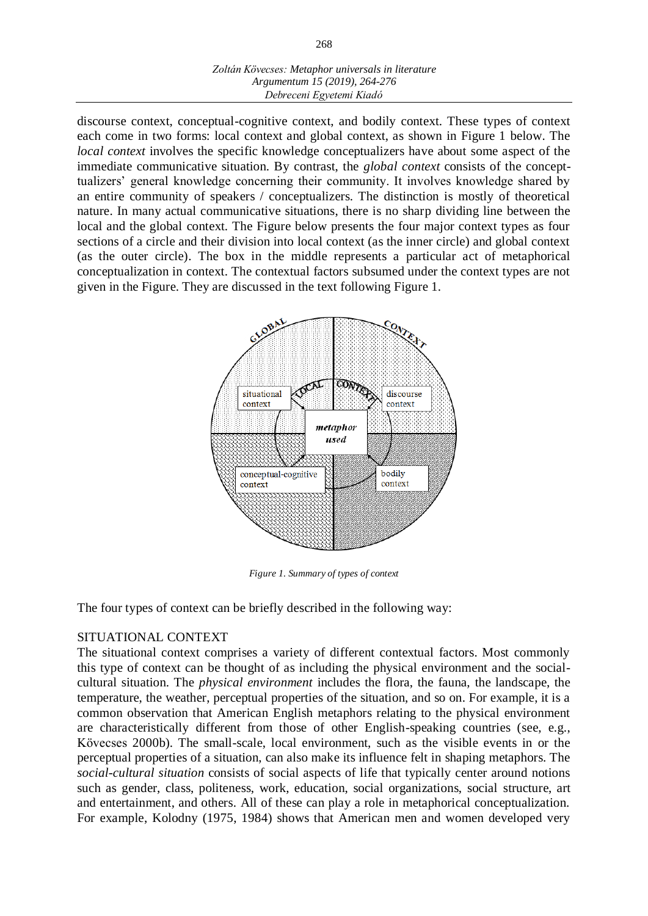discourse context, conceptual-cognitive context, and bodily context. These types of context each come in two forms: local context and global context, as shown in Figure 1 below. The *local context* involves the specific knowledge conceptualizers have about some aspect of the immediate communicative situation. By contrast, the *global context* consists of the concept-tualizers' general knowledge concerning their community. It involves knowledge shared by an entire community of speakers / conceptualizers. The distinction is mostly of theoretical nature. In many actual communicative situations, there is no sharp dividing line between the local and the global context. The Figure below presents the four major context types as four sections of a circle and their division into local context (as the inner circle) and global context (as the outer circle). The box in the middle represents a particular act of metaphorical conceptualization in context. The contextual factors subsumed under the context types are not given in the Figure. They are discussed in the text following Figure 1.

*Figure 1. Summary of types of context*

The four types of context can be briefly described in the following way:

## SITUATIONAL CONTEXT

The situational context comprises a variety of different contextual factors. Most commonly this type of context can be thought of as including the physical environment and the social-cultural situation. The *physical environment* includes the flora, the fauna, the landscape, the temperature, the weather, perceptual properties of the situation, and so on. For example, it is a common observation that American English metaphors relating to the physical environment are characteristically different from those of other English-speaking countries (see, e.g., Kövecses 2000b). The small-scale, local environment, such as the visible events in or the perceptual properties of a situation, can also make its influence felt in shaping metaphors. The *social-cultural situation* consists of social aspects of life that typically center around notions such as gender, class, politeness, work, education, social organizations, social structure, art and entertainment, and others. All of these can play a role in metaphorical conceptualization. For example, Kolodny (1975, 1984) shows that American men and women developed very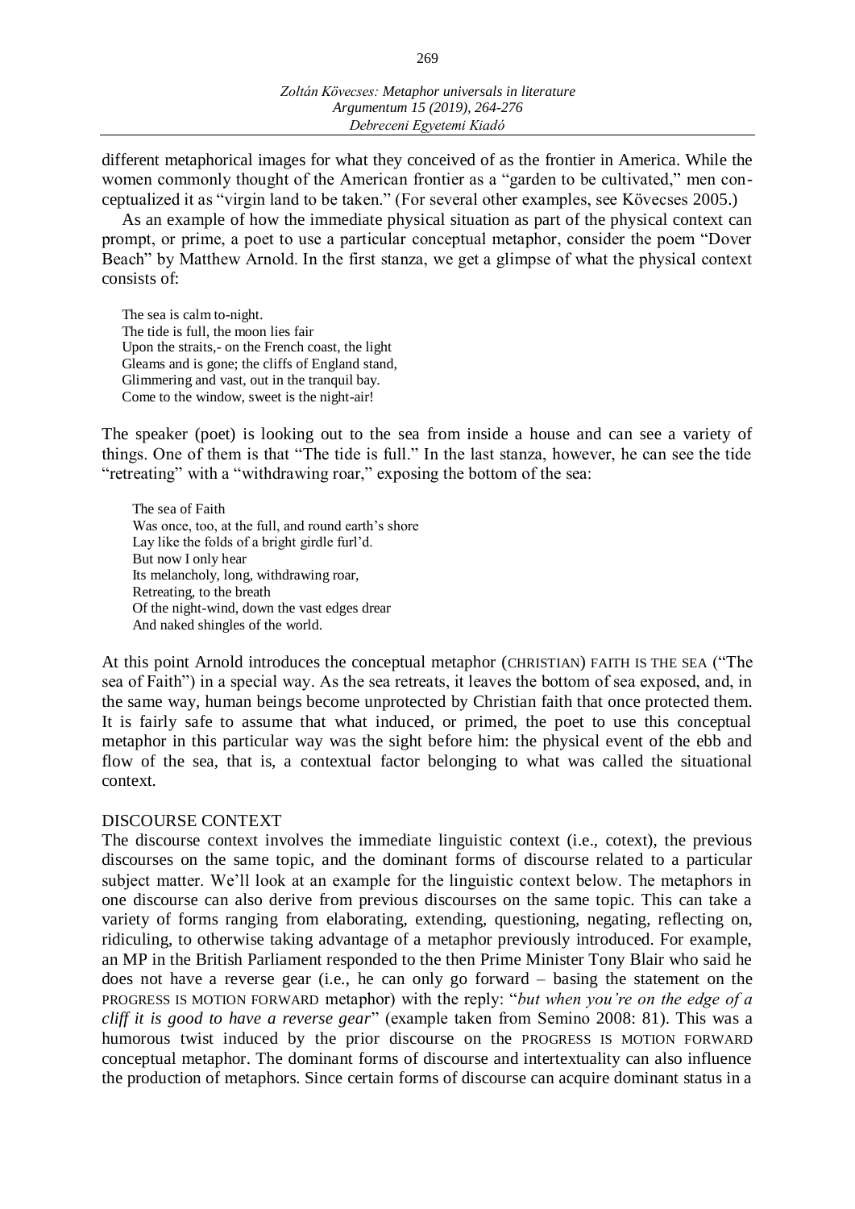different metaphorical images for what they conceived of as the frontier in America. While the women commonly thought of the American frontier as a "garden to be cultivated," men conceptualized it as "virgin land to be taken." (For several other examples, see Kövecses 2005.)

As an example of how the immediate physical situation as part of the physical context can prompt, or prime, a poet to use a particular conceptual metaphor, consider the poem "Dover Beach" by Matthew Arnold. In the first stanza, we get a glimpse of what the physical context consists of:

> The sea is calm to-night.
> The tide is full, the moon lies fair
> Upon the straits,- on the French coast, the light
> Gleams and is gone; the cliffs of England stand,
> Glimmering and vast, out in the tranquil bay.
> Come to the window, sweet is the night-air!

The speaker (poet) is looking out to the sea from inside a house and can see a variety of things. One of them is that "The tide is full." In the last stanza, however, he can see the tide "retreating" with a "withdrawing roar," exposing the bottom of the sea:

> The sea of Faith
> Was once, too, at the full, and round earth's shore
> Lay like the folds of a bright girdle furl'd.
> But now I only hear
> Its melancholy, long, withdrawing roar,
> Retreating, to the breath
> Of the night-wind, down the vast edges drear
> And naked shingles of the world.

At this point Arnold introduces the conceptual metaphor (CHRISTIAN) FAITH IS THE SEA ("The sea of Faith") in a special way. As the sea retreats, it leaves the bottom of sea exposed, and, in the same way, human beings become unprotected by Christian faith that once protected them. It is fairly safe to assume that what induced, or primed, the poet to use this conceptual metaphor in this particular way was the sight before him: the physical event of the ebb and flow of the sea, that is, a contextual factor belonging to what was called the situational context.

## DISCOURSE CONTEXT

The discourse context involves the immediate linguistic context (i.e., cotext), the previous discourses on the same topic, and the dominant forms of discourse related to a particular subject matter. We'll look at an example for the linguistic context below. The metaphors in one discourse can also derive from previous discourses on the same topic. This can take a variety of forms ranging from elaborating, extending, questioning, negating, reflecting on, ridiculing, to otherwise taking advantage of a metaphor previously introduced. For example, an MP in the British Parliament responded to the then Prime Minister Tony Blair who said he does not have a reverse gear (i.e., he can only go forward – basing the statement on the PROGRESS IS MOTION FORWARD metaphor) with the reply: "*but when you're on the edge of a cliff it is good to have a reverse gear*" (example taken from Semino 2008: 81). This was a humorous twist induced by the prior discourse on the PROGRESS IS MOTION FORWARD conceptual metaphor. The dominant forms of discourse and intertextuality can also influence the production of metaphors. Since certain forms of discourse can acquire dominant status in a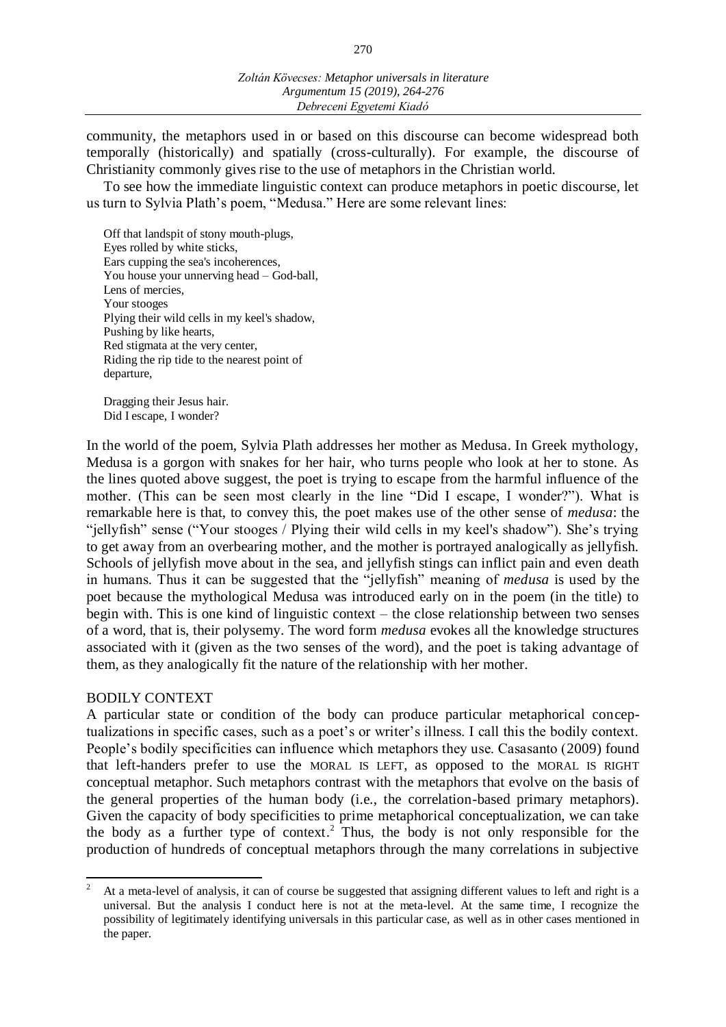community, the metaphors used in or based on this discourse can become widespread both temporally (historically) and spatially (cross-culturally). For example, the discourse of Christianity commonly gives rise to the use of metaphors in the Christian world.

To see how the immediate linguistic context can produce metaphors in poetic discourse, let us turn to Sylvia Plath's poem, "Medusa." Here are some relevant lines:

> Off that landspit of stony mouth-plugs,
> Eyes rolled by white sticks,
> Ears cupping the sea's incoherences,
> You house your unnerving head – God-ball,
> Lens of mercies,
> Your stooges
> Plying their wild cells in my keel's shadow,
> Pushing by like hearts,
> Red stigmata at the very center,
> Riding the rip tide to the nearest point of
> departure,
>
> Dragging their Jesus hair.
> Did I escape, I wonder?

In the world of the poem, Sylvia Plath addresses her mother as Medusa. In Greek mythology, Medusa is a gorgon with snakes for her hair, who turns people who look at her to stone. As the lines quoted above suggest, the poet is trying to escape from the harmful influence of the mother. (This can be seen most clearly in the line "Did I escape, I wonder?"). What is remarkable here is that, to convey this, the poet makes use of the other sense of *medusa*: the "jellyfish" sense ("Your stooges / Plying their wild cells in my keel's shadow"). She's trying to get away from an overbearing mother, and the mother is portrayed analogically as jellyfish. Schools of jellyfish move about in the sea, and jellyfish stings can inflict pain and even death in humans. Thus it can be suggested that the "jellyfish" meaning of *medusa* is used by the poet because the mythological Medusa was introduced early on in the poem (in the title) to begin with. This is one kind of linguistic context – the close relationship between two senses of a word, that is, their polysemy. The word form *medusa* evokes all the knowledge structures associated with it (given as the two senses of the word), and the poet is taking advantage of them, as they analogically fit the nature of the relationship with her mother.

## BODILY CONTEXT

A particular state or condition of the body can produce particular metaphorical conceptualizations in specific cases, such as a poet's or writer's illness. I call this the bodily context. People's bodily specificities can influence which metaphors they use. Casasanto (2009) found that left-handers prefer to use the MORAL IS LEFT, as opposed to the MORAL IS RIGHT conceptual metaphor. Such metaphors contrast with the metaphors that evolve on the basis of the general properties of the human body (i.e., the correlation-based primary metaphors). Given the capacity of body specificities to prime metaphorical conceptualization, we can take the body as a further type of context.[2] Thus, the body is not only responsible for the production of hundreds of conceptual metaphors through the many correlations in subjective

---

[2] At a meta-level of analysis, it can of course be suggested that assigning different values to left and right is a universal. But the analysis I conduct here is not at the meta-level. At the same time, I recognize the possibility of legitimately identifying universals in this particular case, as well as in other cases mentioned in the paper.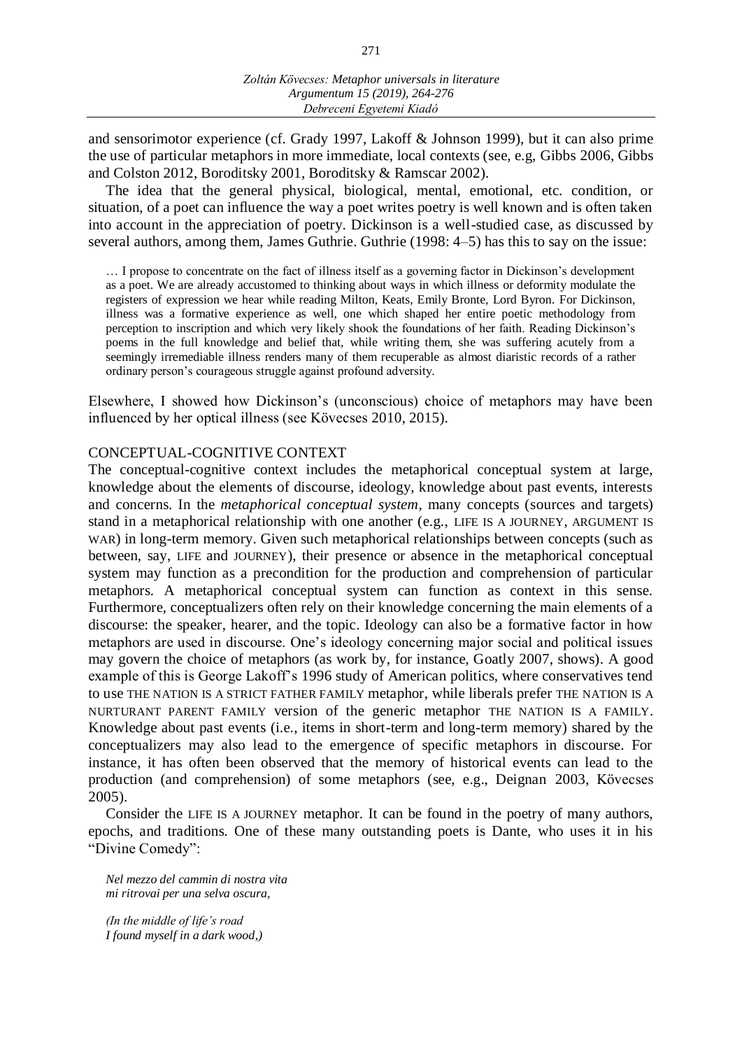and sensorimotor experience (cf. Grady 1997, Lakoff & Johnson 1999), but it can also prime the use of particular metaphors in more immediate, local contexts (see, e.g, Gibbs 2006, Gibbs and Colston 2012, Boroditsky 2001, Boroditsky & Ramscar 2002).

The idea that the general physical, biological, mental, emotional, etc. condition, or situation, of a poet can influence the way a poet writes poetry is well known and is often taken into account in the appreciation of poetry. Dickinson is a well-studied case, as discussed by several authors, among them, James Guthrie. Guthrie (1998: 4–5) has this to say on the issue:

> … I propose to concentrate on the fact of illness itself as a governing factor in Dickinson's development as a poet. We are already accustomed to thinking about ways in which illness or deformity modulate the registers of expression we hear while reading Milton, Keats, Emily Bronte, Lord Byron. For Dickinson, illness was a formative experience as well, one which shaped her entire poetic methodology from perception to inscription and which very likely shook the foundations of her faith. Reading Dickinson's poems in the full knowledge and belief that, while writing them, she was suffering acutely from a seemingly irremediable illness renders many of them recuperable as almost diaristic records of a rather ordinary person's courageous struggle against profound adversity.

Elsewhere, I showed how Dickinson's (unconscious) choice of metaphors may have been influenced by her optical illness (see Kövecses 2010, 2015).

## CONCEPTUAL-COGNITIVE CONTEXT

The conceptual-cognitive context includes the metaphorical conceptual system at large, knowledge about the elements of discourse, ideology, knowledge about past events, interests and concerns. In the *metaphorical conceptual system*, many concepts (sources and targets) stand in a metaphorical relationship with one another (e.g., LIFE IS A JOURNEY, ARGUMENT IS WAR) in long-term memory. Given such metaphorical relationships between concepts (such as between, say, LIFE and JOURNEY), their presence or absence in the metaphorical conceptual system may function as a precondition for the production and comprehension of particular metaphors. A metaphorical conceptual system can function as context in this sense. Furthermore, conceptualizers often rely on their knowledge concerning the main elements of a discourse: the speaker, hearer, and the topic. Ideology can also be a formative factor in how metaphors are used in discourse. One's ideology concerning major social and political issues may govern the choice of metaphors (as work by, for instance, Goatly 2007, shows). A good example of this is George Lakoff's 1996 study of American politics, where conservatives tend to use THE NATION IS A STRICT FATHER FAMILY metaphor, while liberals prefer THE NATION IS A NURTURANT PARENT FAMILY version of the generic metaphor THE NATION IS A FAMILY. Knowledge about past events (i.e., items in short-term and long-term memory) shared by the conceptualizers may also lead to the emergence of specific metaphors in discourse. For instance, it has often been observed that the memory of historical events can lead to the production (and comprehension) of some metaphors (see, e.g., Deignan 2003, Kövecses 2005).

Consider the LIFE IS A JOURNEY metaphor. It can be found in the poetry of many authors, epochs, and traditions. One of these many outstanding poets is Dante, who uses it in his "Divine Comedy":

*Nel mezzo del cammin di nostra vita*
*mi ritrovai per una selva oscura,*

*(In the middle of life's road*
*I found myself in a dark wood,)*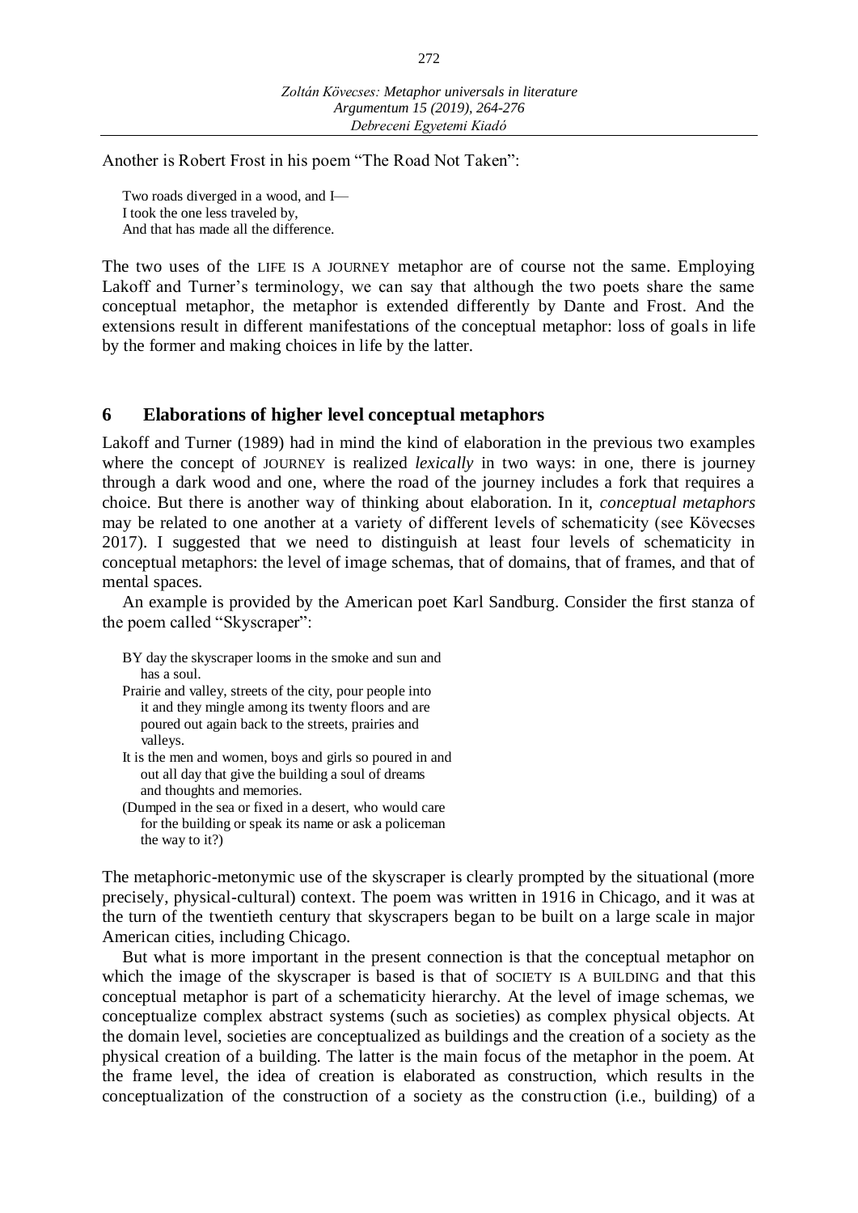Another is Robert Frost in his poem "The Road Not Taken":

> Two roads diverged in a wood, and I—
> I took the one less traveled by,
> And that has made all the difference.

The two uses of the LIFE IS A JOURNEY metaphor are of course not the same. Employing Lakoff and Turner's terminology, we can say that although the two poets share the same conceptual metaphor, the metaphor is extended differently by Dante and Frost. And the extensions result in different manifestations of the conceptual metaphor: loss of goals in life by the former and making choices in life by the latter.

## 6 Elaborations of higher level conceptual metaphors

Lakoff and Turner (1989) had in mind the kind of elaboration in the previous two examples where the concept of JOURNEY is realized *lexically* in two ways: in one, there is journey through a dark wood and one, where the road of the journey includes a fork that requires a choice. But there is another way of thinking about elaboration. In it, *conceptual metaphors* may be related to one another at a variety of different levels of schematicity (see Kövecses 2017). I suggested that we need to distinguish at least four levels of schematicity in conceptual metaphors: the level of image schemas, that of domains, that of frames, and that of mental spaces.

An example is provided by the American poet Karl Sandburg. Consider the first stanza of the poem called "Skyscraper":

> BY day the skyscraper looms in the smoke and sun and
> has a soul.
> Prairie and valley, streets of the city, pour people into
> it and they mingle among its twenty floors and are
> poured out again back to the streets, prairies and
> valleys.
> It is the men and women, boys and girls so poured in and
> out all day that give the building a soul of dreams
> and thoughts and memories.
> (Dumped in the sea or fixed in a desert, who would care
> for the building or speak its name or ask a policeman
> the way to it?)

The metaphoric-metonymic use of the skyscraper is clearly prompted by the situational (more precisely, physical-cultural) context. The poem was written in 1916 in Chicago, and it was at the turn of the twentieth century that skyscrapers began to be built on a large scale in major American cities, including Chicago.

But what is more important in the present connection is that the conceptual metaphor on which the image of the skyscraper is based is that of SOCIETY IS A BUILDING and that this conceptual metaphor is part of a schematicity hierarchy. At the level of image schemas, we conceptualize complex abstract systems (such as societies) as complex physical objects. At the domain level, societies are conceptualized as buildings and the creation of a society as the physical creation of a building. The latter is the main focus of the metaphor in the poem. At the frame level, the idea of creation is elaborated as construction, which results in the conceptualization of the construction of a society as the construction (i.e., building) of a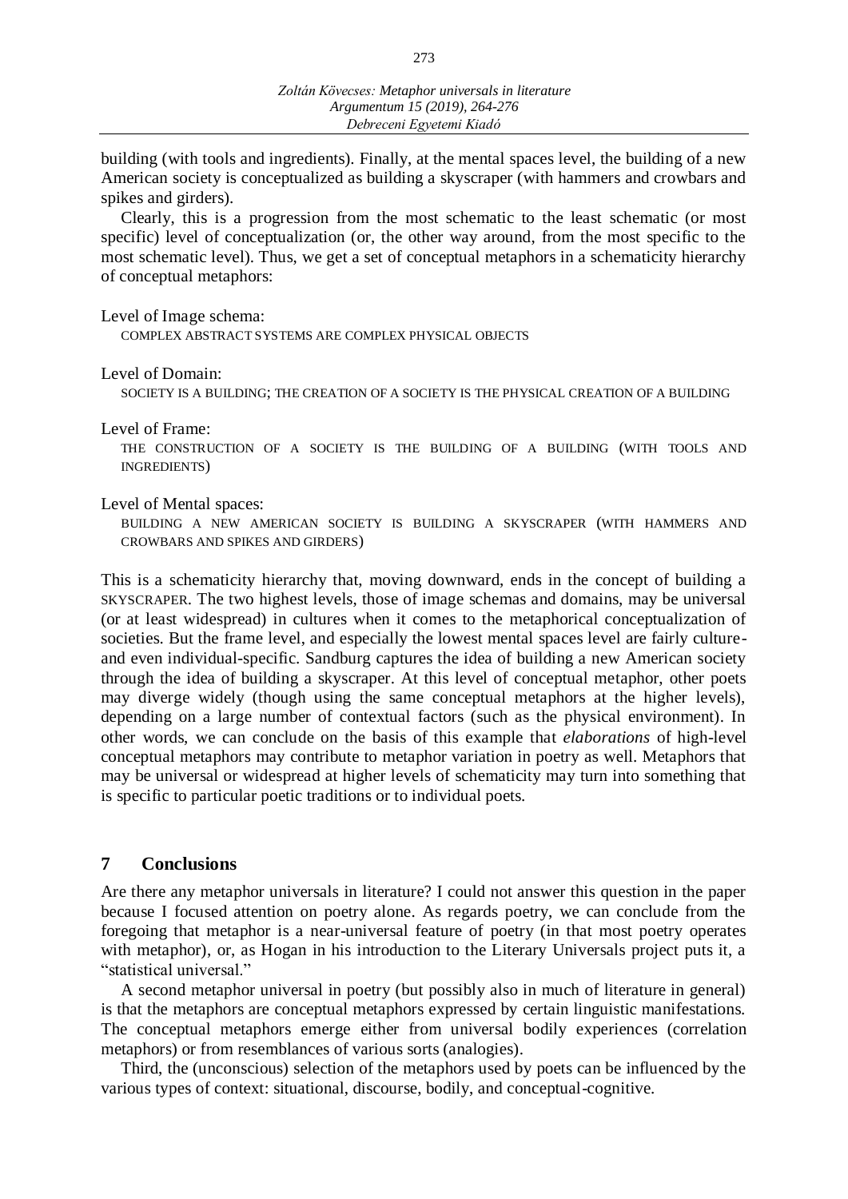building (with tools and ingredients). Finally, at the mental spaces level, the building of a new American society is conceptualized as building a skyscraper (with hammers and crowbars and spikes and girders).

Clearly, this is a progression from the most schematic to the least schematic (or most specific) level of conceptualization (or, the other way around, from the most specific to the most schematic level). Thus, we get a set of conceptual metaphors in a schematicity hierarchy of conceptual metaphors:

Level of Image schema:

COMPLEX ABSTRACT SYSTEMS ARE COMPLEX PHYSICAL OBJECTS

Level of Domain:

SOCIETY IS A BUILDING; THE CREATION OF A SOCIETY IS THE PHYSICAL CREATION OF A BUILDING

Level of Frame:

THE CONSTRUCTION OF A SOCIETY IS THE BUILDING OF A BUILDING (WITH TOOLS AND INGREDIENTS)

Level of Mental spaces:

BUILDING A NEW AMERICAN SOCIETY IS BUILDING A SKYSCRAPER (WITH HAMMERS AND CROWBARS AND SPIKES AND GIRDERS)

This is a schematicity hierarchy that, moving downward, ends in the concept of building a SKYSCRAPER. The two highest levels, those of image schemas and domains, may be universal (or at least widespread) in cultures when it comes to the metaphorical conceptualization of societies. But the frame level, and especially the lowest mental spaces level are fairly culture- and even individual-specific. Sandburg captures the idea of building a new American society through the idea of building a skyscraper. At this level of conceptual metaphor, other poets may diverge widely (though using the same conceptual metaphors at the higher levels), depending on a large number of contextual factors (such as the physical environment). In other words, we can conclude on the basis of this example that *elaborations* of high-level conceptual metaphors may contribute to metaphor variation in poetry as well. Metaphors that may be universal or widespread at higher levels of schematicity may turn into something that is specific to particular poetic traditions or to individual poets.

## 7 Conclusions

Are there any metaphor universals in literature? I could not answer this question in the paper because I focused attention on poetry alone. As regards poetry, we can conclude from the foregoing that metaphor is a near-universal feature of poetry (in that most poetry operates with metaphor), or, as Hogan in his introduction to the Literary Universals project puts it, a "statistical universal."

A second metaphor universal in poetry (but possibly also in much of literature in general) is that the metaphors are conceptual metaphors expressed by certain linguistic manifestations. The conceptual metaphors emerge either from universal bodily experiences (correlation metaphors) or from resemblances of various sorts (analogies).

Third, the (unconscious) selection of the metaphors used by poets can be influenced by the various types of context: situational, discourse, bodily, and conceptual-cognitive.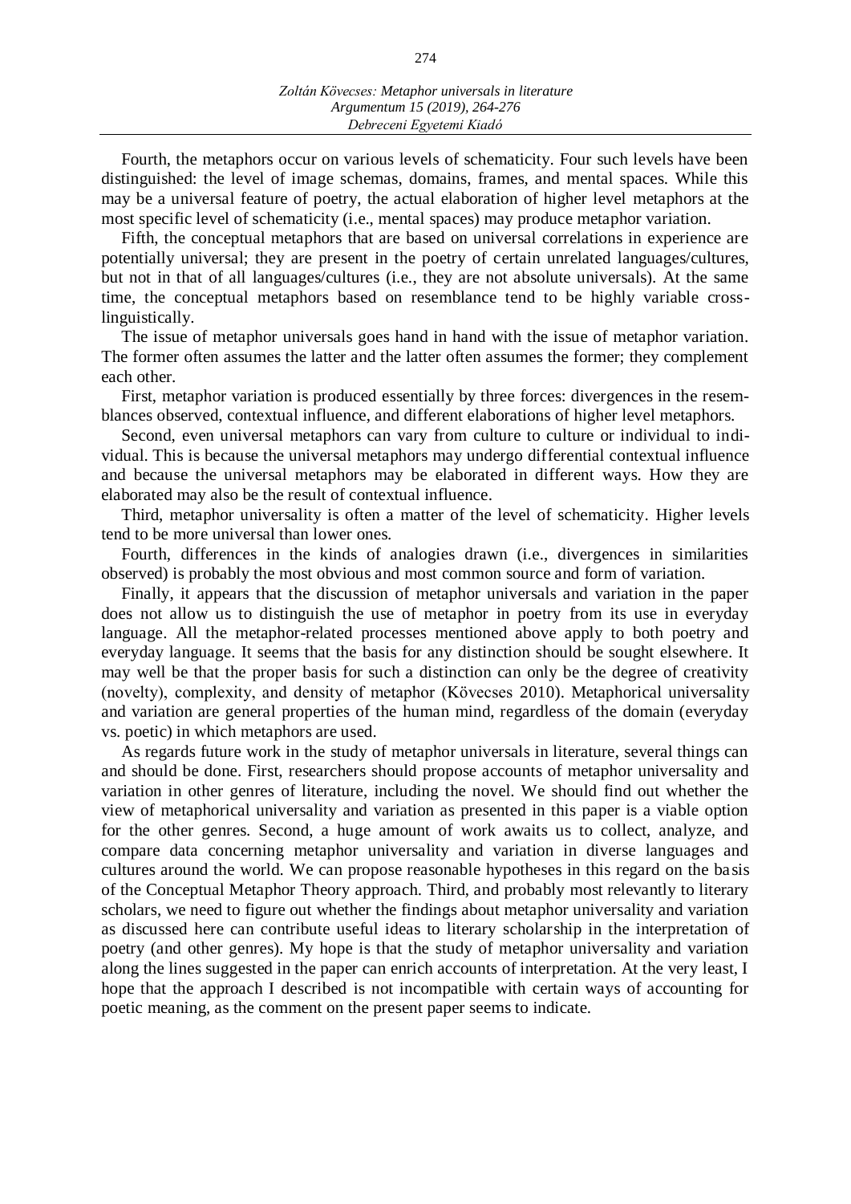Fourth, the metaphors occur on various levels of schematicity. Four such levels have been distinguished: the level of image schemas, domains, frames, and mental spaces. While this may be a universal feature of poetry, the actual elaboration of higher level metaphors at the most specific level of schematicity (i.e., mental spaces) may produce metaphor variation.

Fifth, the conceptual metaphors that are based on universal correlations in experience are potentially universal; they are present in the poetry of certain unrelated languages/cultures, but not in that of all languages/cultures (i.e., they are not absolute universals). At the same time, the conceptual metaphors based on resemblance tend to be highly variable cross-linguistically.

The issue of metaphor universals goes hand in hand with the issue of metaphor variation. The former often assumes the latter and the latter often assumes the former; they complement each other.

First, metaphor variation is produced essentially by three forces: divergences in the resemblances observed, contextual influence, and different elaborations of higher level metaphors.

Second, even universal metaphors can vary from culture to culture or individual to individual. This is because the universal metaphors may undergo differential contextual influence and because the universal metaphors may be elaborated in different ways. How they are elaborated may also be the result of contextual influence.

Third, metaphor universality is often a matter of the level of schematicity. Higher levels tend to be more universal than lower ones.

Fourth, differences in the kinds of analogies drawn (i.e., divergences in similarities observed) is probably the most obvious and most common source and form of variation.

Finally, it appears that the discussion of metaphor universals and variation in the paper does not allow us to distinguish the use of metaphor in poetry from its use in everyday language. All the metaphor-related processes mentioned above apply to both poetry and everyday language. It seems that the basis for any distinction should be sought elsewhere. It may well be that the proper basis for such a distinction can only be the degree of creativity (novelty), complexity, and density of metaphor (Kövecses 2010). Metaphorical universality and variation are general properties of the human mind, regardless of the domain (everyday vs. poetic) in which metaphors are used.

As regards future work in the study of metaphor universals in literature, several things can and should be done. First, researchers should propose accounts of metaphor universality and variation in other genres of literature, including the novel. We should find out whether the view of metaphorical universality and variation as presented in this paper is a viable option for the other genres. Second, a huge amount of work awaits us to collect, analyze, and compare data concerning metaphor universality and variation in diverse languages and cultures around the world. We can propose reasonable hypotheses in this regard on the basis of the Conceptual Metaphor Theory approach. Third, and probably most relevantly to literary scholars, we need to figure out whether the findings about metaphor universality and variation as discussed here can contribute useful ideas to literary scholarship in the interpretation of poetry (and other genres). My hope is that the study of metaphor universality and variation along the lines suggested in the paper can enrich accounts of interpretation. At the very least, I hope that the approach I described is not incompatible with certain ways of accounting for poetic meaning, as the comment on the present paper seems to indicate.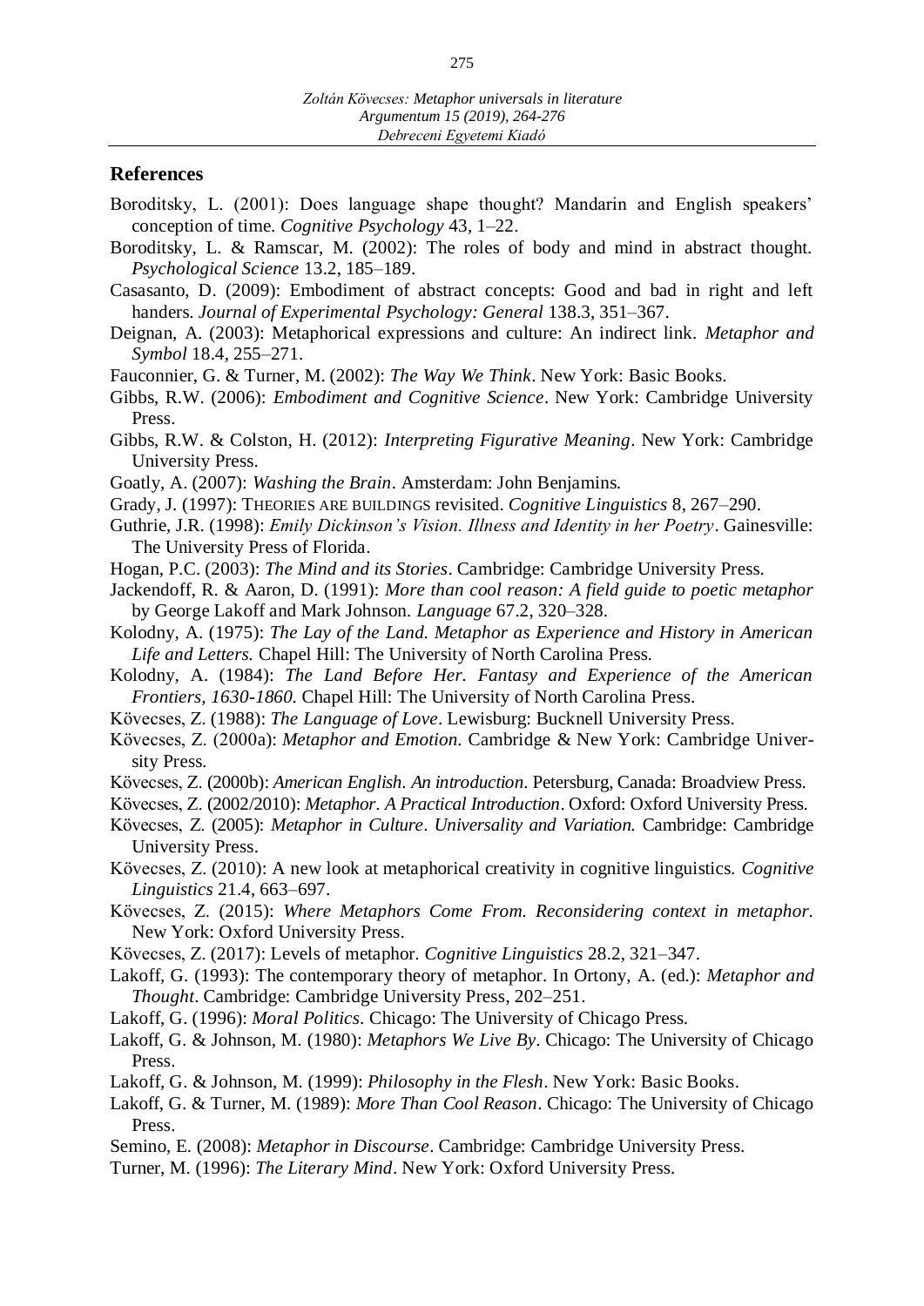## References

Boroditsky, L. (2001): Does language shape thought? Mandarin and English speakers' conception of time. *Cognitive Psychology* 43, 1–22.

Boroditsky, L. & Ramscar, M. (2002): The roles of body and mind in abstract thought. *Psychological Science* 13.2, 185–189.

Casasanto, D. (2009): Embodiment of abstract concepts: Good and bad in right and left handers. *Journal of Experimental Psychology: General* 138.3, 351–367.

Deignan, A. (2003): Metaphorical expressions and culture: An indirect link. *Metaphor and Symbol* 18.4, 255–271.

Fauconnier, G. & Turner, M. (2002): *The Way We Think*. New York: Basic Books.

Gibbs, R.W. (2006): *Embodiment and Cognitive Science*. New York: Cambridge University Press.

Gibbs, R.W. & Colston, H. (2012): *Interpreting Figurative Meaning*. New York: Cambridge University Press.

Goatly, A. (2007): *Washing the Brain*. Amsterdam: John Benjamins.

Grady, J. (1997): THEORIES ARE BUILDINGS revisited. *Cognitive Linguistics* 8, 267–290.

Guthrie, J.R. (1998): *Emily Dickinson's Vision. Illness and Identity in her Poetry*. Gainesville: The University Press of Florida.

Hogan, P.C. (2003): *The Mind and its Stories*. Cambridge: Cambridge University Press.

Jackendoff, R. & Aaron, D. (1991): *More than cool reason: A field guide to poetic metaphor* by George Lakoff and Mark Johnson. *Language* 67.2, 320–328.

Kolodny, A. (1975): *The Lay of the Land. Metaphor as Experience and History in American Life and Letters.* Chapel Hill: The University of North Carolina Press.

Kolodny, A. (1984): *The Land Before Her. Fantasy and Experience of the American Frontiers, 1630-1860.* Chapel Hill: The University of North Carolina Press.

Kövecses, Z. (1988): *The Language of Love*. Lewisburg: Bucknell University Press.

Kövecses, Z. (2000a): *Metaphor and Emotion*. Cambridge & New York: Cambridge University Press.

Kövecses, Z. (2000b): *American English. An introduction*. Petersburg, Canada: Broadview Press.

Kövecses, Z. (2002/2010): *Metaphor. A Practical Introduction*. Oxford: Oxford University Press.

Kövecses, Z. (2005): *Metaphor in Culture. Universality and Variation.* Cambridge: Cambridge University Press.

Kövecses, Z. (2010): A new look at metaphorical creativity in cognitive linguistics. *Cognitive Linguistics* 21.4, 663–697.

Kövecses, Z. (2015): *Where Metaphors Come From. Reconsidering context in metaphor*. New York: Oxford University Press.

Kövecses, Z. (2017): Levels of metaphor. *Cognitive Linguistics* 28.2, 321–347.

Lakoff, G. (1993): The contemporary theory of metaphor. In Ortony, A. (ed.): *Metaphor and Thought*. Cambridge: Cambridge University Press, 202–251.

Lakoff, G. (1996): *Moral Politics*. Chicago: The University of Chicago Press.

Lakoff, G. & Johnson, M. (1980): *Metaphors We Live By*. Chicago: The University of Chicago Press.

Lakoff, G. & Johnson, M. (1999): *Philosophy in the Flesh*. New York: Basic Books.

Lakoff, G. & Turner, M. (1989): *More Than Cool Reason*. Chicago: The University of Chicago Press.

Semino, E. (2008): *Metaphor in Discourse*. Cambridge: Cambridge University Press.

Turner, M. (1996): *The Literary Mind*. New York: Oxford University Press.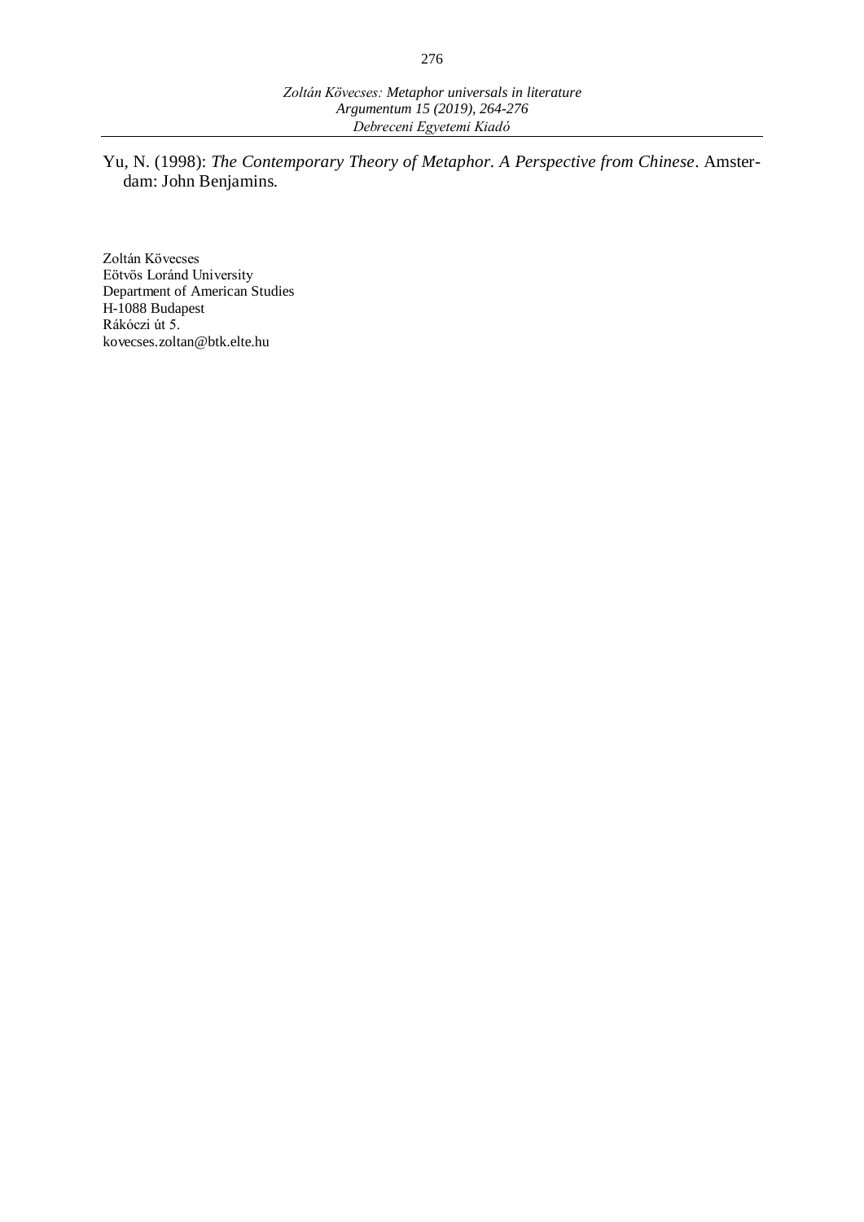Yu, N. (1998): *The Contemporary Theory of Metaphor. A Perspective from Chinese*. Amsterdam: John Benjamins.

Zoltán Kövecses
Eötvös Loránd University
Department of American Studies
H-1088 Budapest
Rákóczi út 5.
kovecses.zoltan@btk.elte.hu